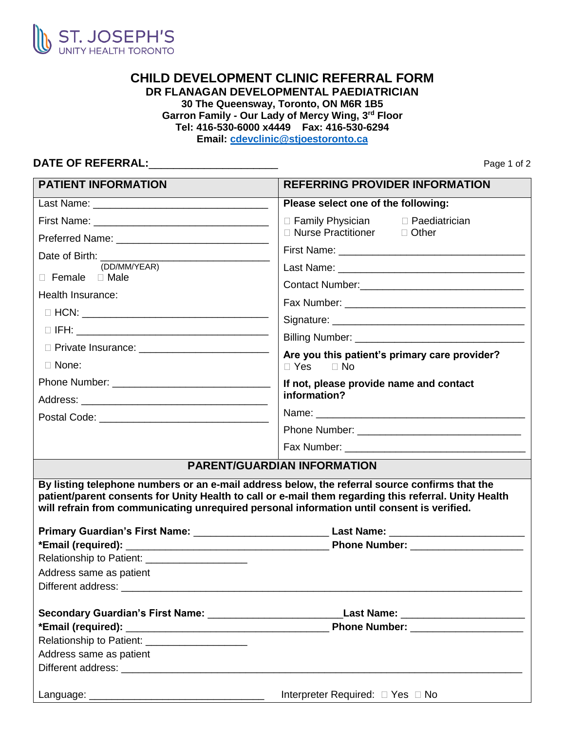ST. JOSEPH'S
UNITY HEALTH TORONTO

# CHILD DEVELOPMENT CLINIC REFERRAL FORM

**DR FLANAGAN DEVELOPMENTAL PAEDIATRICIAN**
**30 The Queensway, Toronto, ON M6R 1B5**
**Garron Family - Our Lady of Mercy Wing, 3rd Floor**
**Tel: 416-530-6000 x4449 Fax: 416-530-6294**
**Email: cdevclinic@stjoestoronto.ca**

**DATE OF REFERRAL:**_____________________

| PATIENT INFORMATION | REFERRING PROVIDER INFORMATION |
|---|---|
| Last Name: ______________________________ | **Please select one of the following:** |
| First Name: ______________________________ | ☐ Family Physician ☐ Paediatrician ☐ Nurse Practitioner ☐ Other |
| Preferred Name: ___________________________ | First Name: ______________________________ |
| Date of Birth: ______________________________ (DD/MM/YEAR) | Last Name: ______________________________ |
| ☐ Female ☐ Male | Contact Number:___________________________ |
| Health Insurance: | Fax Number: ______________________________ |
| ☐ HCN: ______________________________ | Signature: ______________________________ |
| ☐ IFH: ______________________________ | Billing Number: ___________________________ |
| ☐ Private Insurance: ______________________ | **Are you this patient's primary care provider?** ☐ Yes ☐ No |
| ☐ None: | **If not, please provide name and contact information?** |
| Phone Number: ___________________________ | Name: ___________________________________ |
| Address: ________________________________ | Phone Number: ___________________________ |
| Postal Code: _____________________________ | Fax Number: ______________________________ |

## PARENT/GUARDIAN INFORMATION

**By listing telephone numbers or an e-mail address below, the referral source confirms that the patient/parent consents for Unity Health to call or e-mail them regarding this referral. Unity Health will refrain from communicating unrequired personal information until consent is verified.**

**Primary Guardian's First Name:** _______________________ **Last Name:** _______________________
***Email (required):** __________________________________ **Phone Number:** ___________________
Relationship to Patient: __________________
Address same as patient
Different address: ______________________________________________________________________

**Secondary Guardian's First Name:** _______________________**Last Name:** _____________________
***Email (required):** __________________________________ **Phone Number:** ___________________
Relationship to Patient: __________________
Address same as patient
Different address: ______________________________________________________________________

Language: ______________________________ Interpreter Required: ☐ Yes ☐ No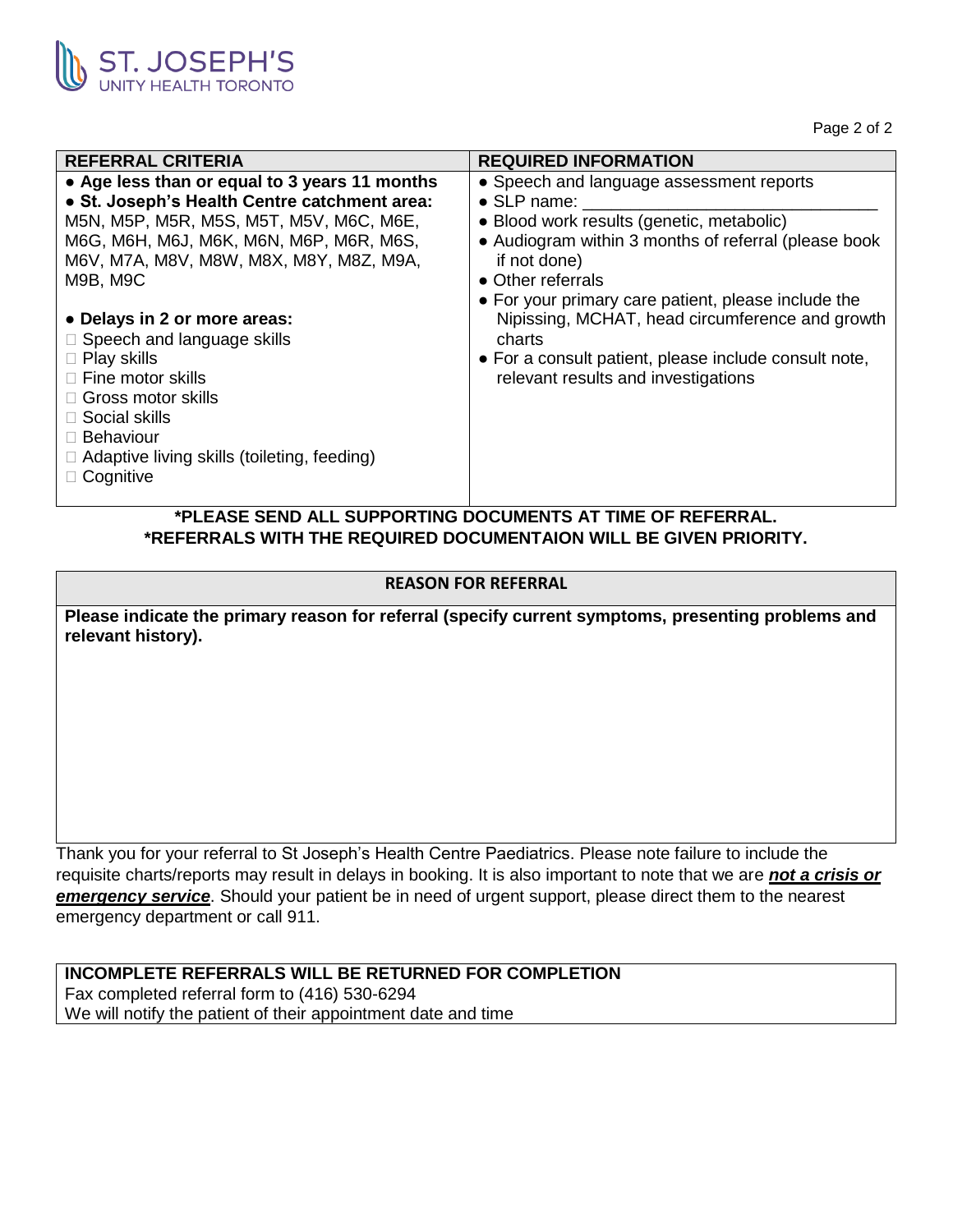ST. JOSEPH'S
UNITY HEALTH TORONTO

| REFERRAL CRITERIA | REQUIRED INFORMATION |
| --- | --- |
| • **Age less than or equal to 3 years 11 months**<br>• **St. Joseph's Health Centre catchment area:** M5N, M5P, M5R, M5S, M5T, M5V, M6C, M6E, M6G, M6H, M6J, M6K, M6N, M6P, M6R, M6S, M6V, M7A, M8V, M8W, M8X, M8Y, M8Z, M9A, M9B, M9C<br><br>• **Delays in 2 or more areas:**<br>☐ Speech and language skills<br>☐ Play skills<br>☐ Fine motor skills<br>☐ Gross motor skills<br>☐ Social skills<br>☐ Behaviour<br>☐ Adaptive living skills (toileting, feeding)<br>☐ Cognitive | • Speech and language assessment reports<br>• SLP name: ______________________________<br>• Blood work results (genetic, metabolic)<br>• Audiogram within 3 months of referral (please book if not done)<br>• Other referrals<br>• For your primary care patient, please include the Nipissing, MCHAT, head circumference and growth charts<br>• For a consult patient, please include consult note, relevant results and investigations |

**\*PLEASE SEND ALL SUPPORTING DOCUMENTS AT TIME OF REFERRAL.**
**\*REFERRALS WITH THE REQUIRED DOCUMENTAION WILL BE GIVEN PRIORITY.**

## REASON FOR REFERRAL

**Please indicate the primary reason for referral (specify current symptoms, presenting problems and relevant history).**

Thank you for your referral to St Joseph's Health Centre Paediatrics. Please note failure to include the requisite charts/reports may result in delays in booking. It is also important to note that we are ***not a crisis or emergency service***. Should your patient be in need of urgent support, please direct them to the nearest emergency department or call 911.

**INCOMPLETE REFERRALS WILL BE RETURNED FOR COMPLETION**
Fax completed referral form to (416) 530-6294
We will notify the patient of their appointment date and time